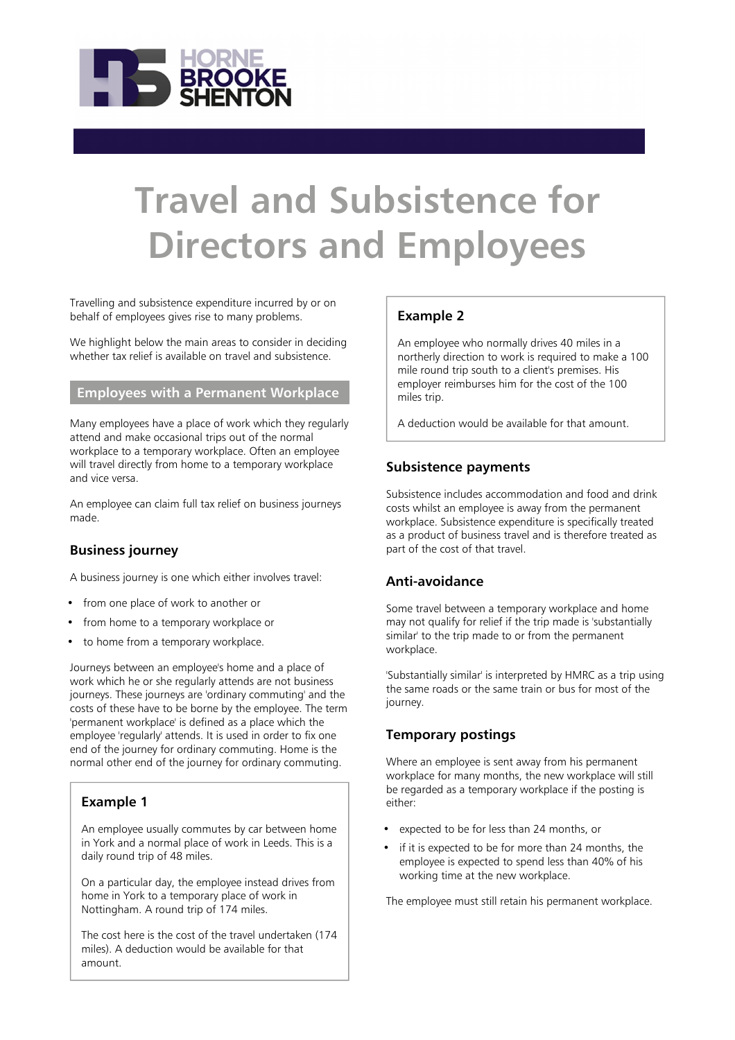# Travel and Subsistence for Directors and Employees

Travelling and subsistence expenditure incurred by or on behalf of employees gives rise to many problems.

We highlight below the main areas to consider in deciding whether tax relief is available on travel and subsistence.

## Employees with a Permanent Workplace

Many employees have a place of work which they regularly attend and make occasional trips out of the normal workplace to a temporary workplace. Often an employee will travel directly from home to a temporary workplace and vice versa.

An employee can claim full tax relief on business journeys made.

### Business journey

A business journey is one which either involves travel:

- from one place of work to another or
- from home to a temporary workplace or
- to home from a temporary workplace.

Journeys between an employee's home and a place of work which he or she regularly attends are not business journeys. These journeys are 'ordinary commuting' and the costs of these have to be borne by the employee. The term 'permanent workplace' is defined as a place which the employee 'regularly' attends. It is used in order to fix one end of the journey for ordinary commuting. Home is the normal other end of the journey for ordinary commuting.

### Example 1

An employee usually commutes by car between home in York and a normal place of work in Leeds. This is a daily round trip of 48 miles.

On a particular day, the employee instead drives from home in York to a temporary place of work in Nottingham. A round trip of 174 miles.

The cost here is the cost of the travel undertaken (174 miles). A deduction would be available for that amount.

### Example 2

An employee who normally drives 40 miles in a northerly direction to work is required to make a 100 mile round trip south to a client's premises. His employer reimburses him for the cost of the 100 miles trip.

A deduction would be available for that amount.

### Subsistence payments

Subsistence includes accommodation and food and drink costs whilst an employee is away from the permanent workplace. Subsistence expenditure is specifically treated as a product of business travel and is therefore treated as part of the cost of that travel.

### Anti-avoidance

Some travel between a temporary workplace and home may not qualify for relief if the trip made is 'substantially similar' to the trip made to or from the permanent workplace.

'Substantially similar' is interpreted by HMRC as a trip using the same roads or the same train or bus for most of the journey.

### Temporary postings

Where an employee is sent away from his permanent workplace for many months, the new workplace will still be regarded as a temporary workplace if the posting is either:

- expected to be for less than 24 months, or
- if it is expected to be for more than 24 months, the employee is expected to spend less than 40% of his working time at the new workplace.

The employee must still retain his permanent workplace.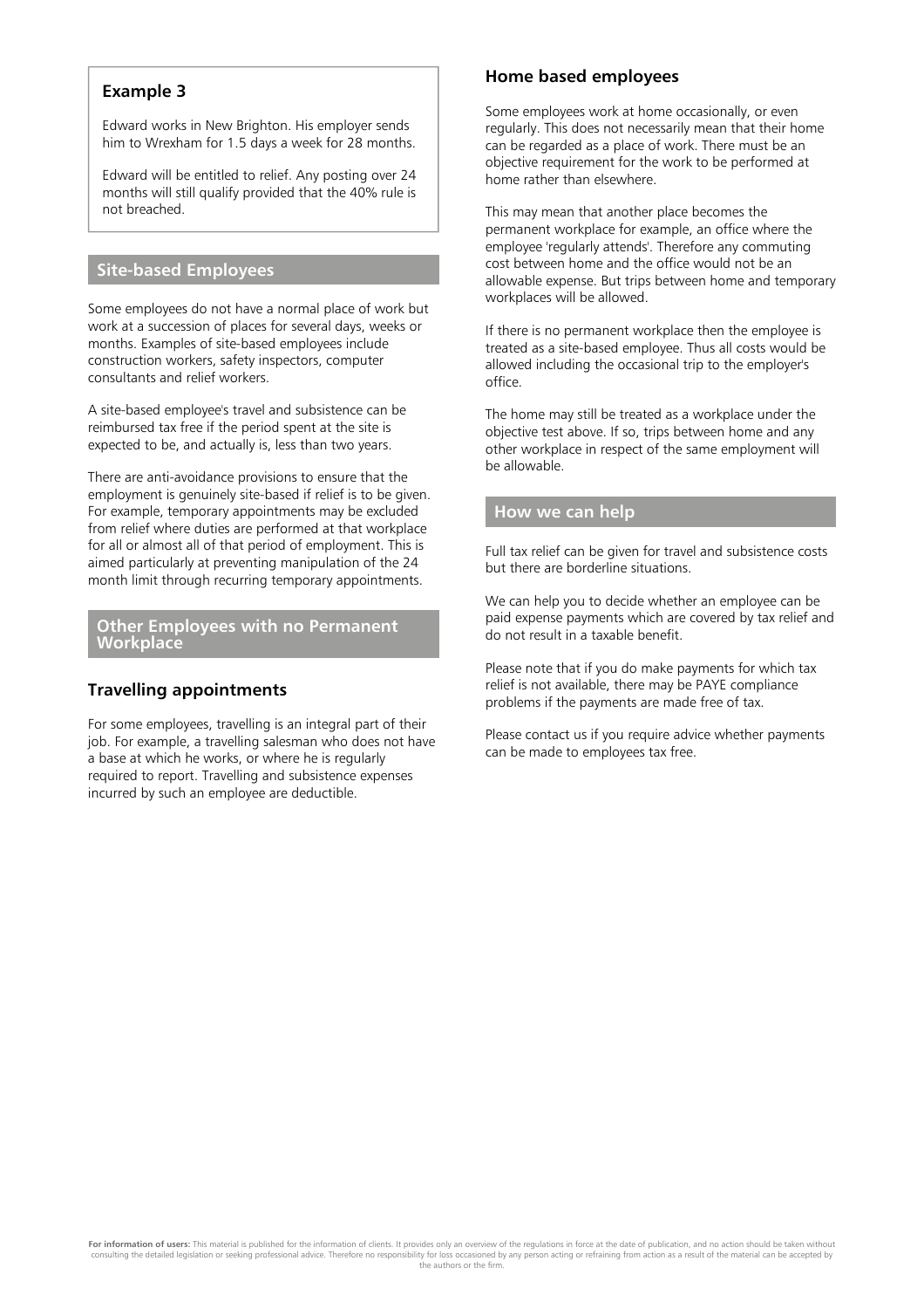### Example 3

Edward works in New Brighton. His employer sends him to Wrexham for 1.5 days a week for 28 months.

Edward will be entitled to relief. Any posting over 24 months will still qualify provided that the 40% rule is not breached.

## Site-based Employees

Some employees do not have a normal place of work but work at a succession of places for several days, weeks or months. Examples of site-based employees include construction workers, safety inspectors, computer consultants and relief workers.

A site-based employee's travel and subsistence can be reimbursed tax free if the period spent at the site is expected to be, and actually is, less than two years.

There are anti-avoidance provisions to ensure that the employment is genuinely site-based if relief is to be given. For example, temporary appointments may be excluded from relief where duties are performed at that workplace for all or almost all of that period of employment. This is aimed particularly at preventing manipulation of the 24 month limit through recurring temporary appointments.

## Other Employees with no Permanent Workplace

### Travelling appointments

For some employees, travelling is an integral part of their job. For example, a travelling salesman who does not have a base at which he works, or where he is regularly required to report. Travelling and subsistence expenses incurred by such an employee are deductible.

### Home based employees

Some employees work at home occasionally, or even regularly. This does not necessarily mean that their home can be regarded as a place of work. There must be an objective requirement for the work to be performed at home rather than elsewhere.

This may mean that another place becomes the permanent workplace for example, an office where the employee 'regularly attends'. Therefore any commuting cost between home and the office would not be an allowable expense. But trips between home and temporary workplaces will be allowed.

If there is no permanent workplace then the employee is treated as a site-based employee. Thus all costs would be allowed including the occasional trip to the employer's office.

The home may still be treated as a workplace under the objective test above. If so, trips between home and any other workplace in respect of the same employment will be allowable.

## How we can help

Full tax relief can be given for travel and subsistence costs but there are borderline situations.

We can help you to decide whether an employee can be paid expense payments which are covered by tax relief and do not result in a taxable benefit.

Please note that if you do make payments for which tax relief is not available, there may be PAYE compliance problems if the payments are made free of tax.

Please contact us if you require advice whether payments can be made to employees tax free.

**For information of users:** This material is published for the information of clients. It provides only an overview of the regulations in force at the date of publication, and no action should be taken without consulting the detailed legislation or seeking professional advice. Therefore no responsibility for loss occasioned by any person acting or refraining from action as a result of the material can be accepted by the authors or the firm.